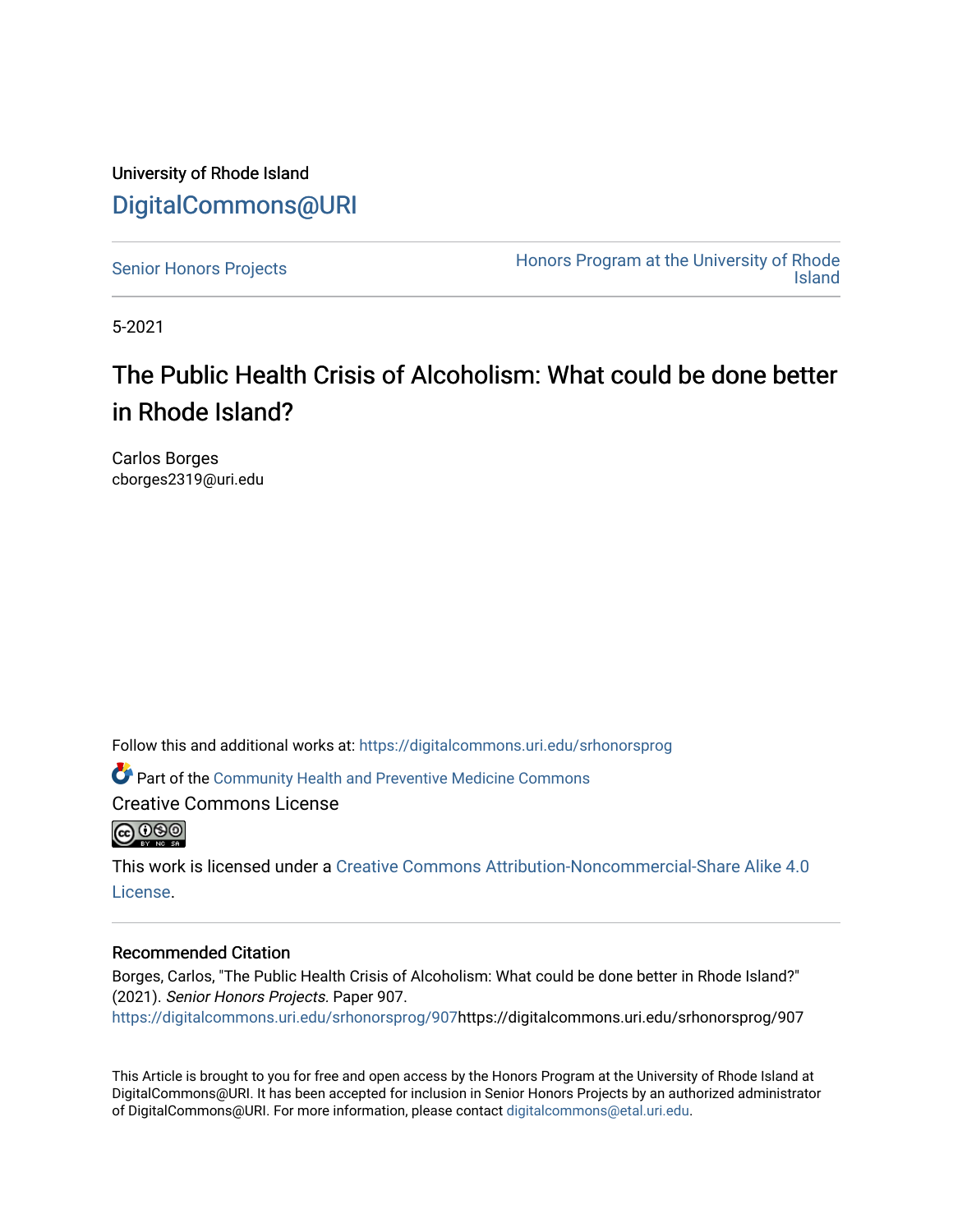University of Rhode Island

DigitalCommons@URI

Senior Honors Projects

Honors Program at the University of Rhode Island

5-2021

# The Public Health Crisis of Alcoholism: What could be done better in Rhode Island?

Carlos Borges
cborges2319@uri.edu

Follow this and additional works at: https://digitalcommons.uri.edu/srhonorsprog

Part of the Community Health and Preventive Medicine Commons

Creative Commons License

This work is licensed under a Creative Commons Attribution-Noncommercial-Share Alike 4.0 License.

## Recommended Citation

Borges, Carlos, "The Public Health Crisis of Alcoholism: What could be done better in Rhode Island?" (2021). *Senior Honors Projects.* Paper 907.
https://digitalcommons.uri.edu/srhonorsprog/907https://digitalcommons.uri.edu/srhonorsprog/907

This Article is brought to you for free and open access by the Honors Program at the University of Rhode Island at DigitalCommons@URI. It has been accepted for inclusion in Senior Honors Projects by an authorized administrator of DigitalCommons@URI. For more information, please contact digitalcommons@etal.uri.edu.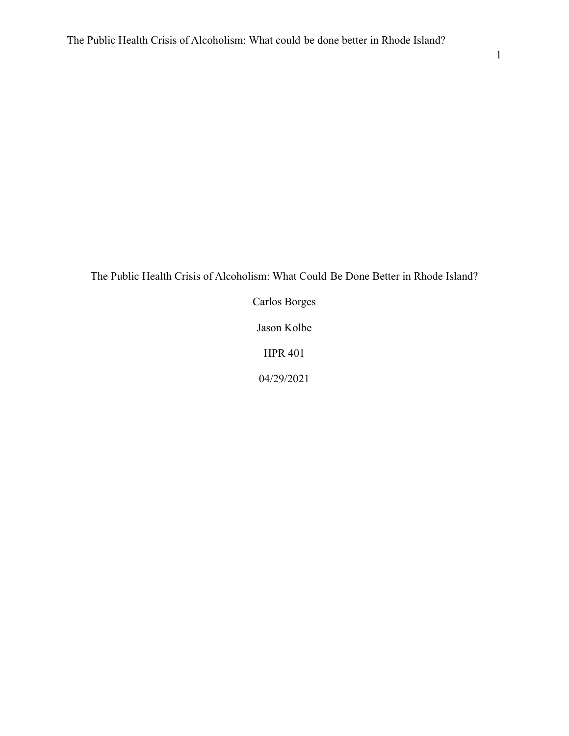The Public Health Crisis of Alcoholism: What Could Be Done Better in Rhode Island?

Carlos Borges

Jason Kolbe

HPR 401

04/29/2021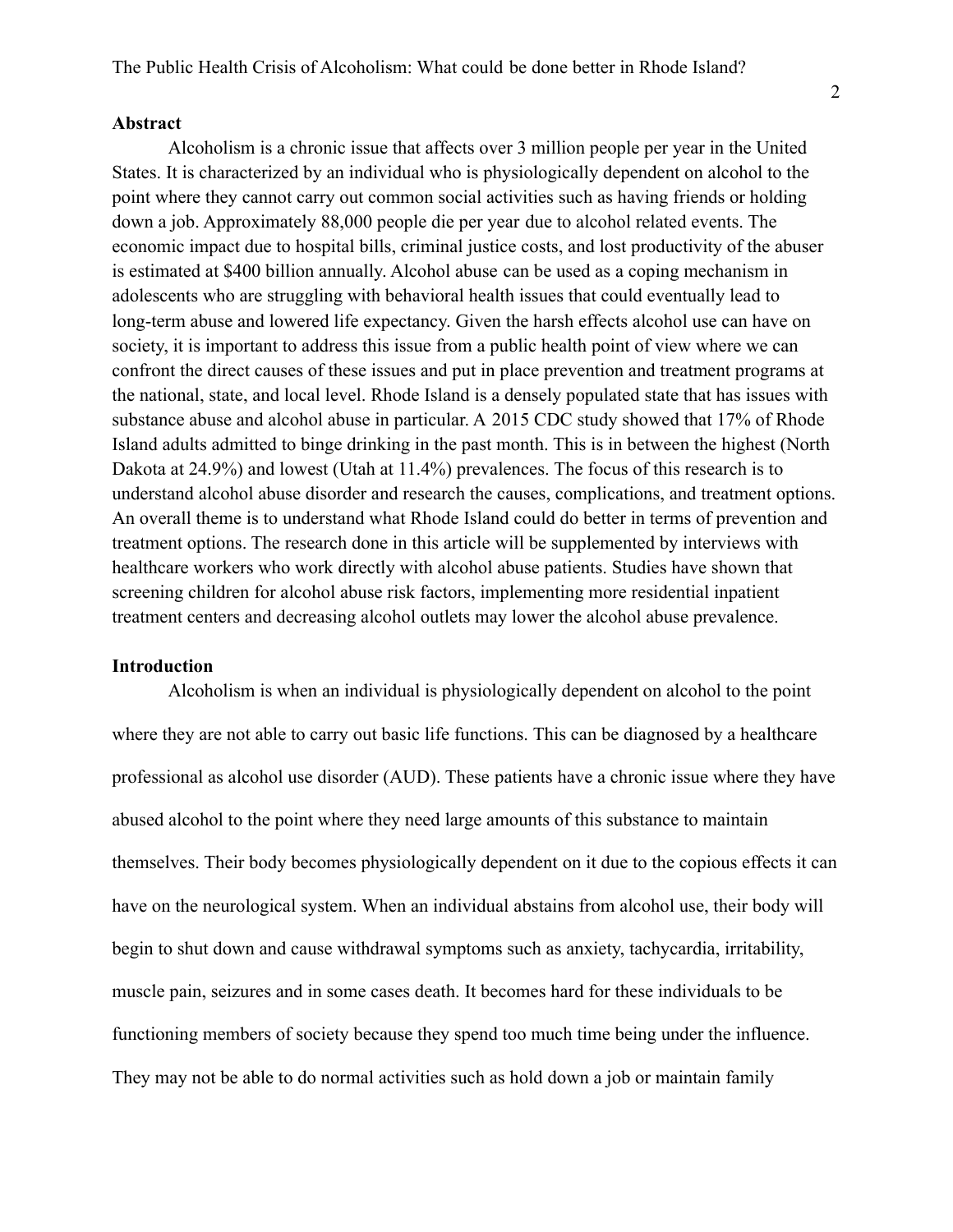**Abstract**

Alcoholism is a chronic issue that affects over 3 million people per year in the United States. It is characterized by an individual who is physiologically dependent on alcohol to the point where they cannot carry out common social activities such as having friends or holding down a job. Approximately 88,000 people die per year due to alcohol related events. The economic impact due to hospital bills, criminal justice costs, and lost productivity of the abuser is estimated at $400 billion annually. Alcohol abuse can be used as a coping mechanism in adolescents who are struggling with behavioral health issues that could eventually lead to long-term abuse and lowered life expectancy. Given the harsh effects alcohol use can have on society, it is important to address this issue from a public health point of view where we can confront the direct causes of these issues and put in place prevention and treatment programs at the national, state, and local level. Rhode Island is a densely populated state that has issues with substance abuse and alcohol abuse in particular. A 2015 CDC study showed that 17% of Rhode Island adults admitted to binge drinking in the past month. This is in between the highest (North Dakota at 24.9%) and lowest (Utah at 11.4%) prevalences. The focus of this research is to understand alcohol abuse disorder and research the causes, complications, and treatment options. An overall theme is to understand what Rhode Island could do better in terms of prevention and treatment options. The research done in this article will be supplemented by interviews with healthcare workers who work directly with alcohol abuse patients. Studies have shown that screening children for alcohol abuse risk factors, implementing more residential inpatient treatment centers and decreasing alcohol outlets may lower the alcohol abuse prevalence.

**Introduction**

Alcoholism is when an individual is physiologically dependent on alcohol to the point where they are not able to carry out basic life functions. This can be diagnosed by a healthcare professional as alcohol use disorder (AUD). These patients have a chronic issue where they have abused alcohol to the point where they need large amounts of this substance to maintain themselves. Their body becomes physiologically dependent on it due to the copious effects it can have on the neurological system. When an individual abstains from alcohol use, their body will begin to shut down and cause withdrawal symptoms such as anxiety, tachycardia, irritability, muscle pain, seizures and in some cases death. It becomes hard for these individuals to be functioning members of society because they spend too much time being under the influence. They may not be able to do normal activities such as hold down a job or maintain family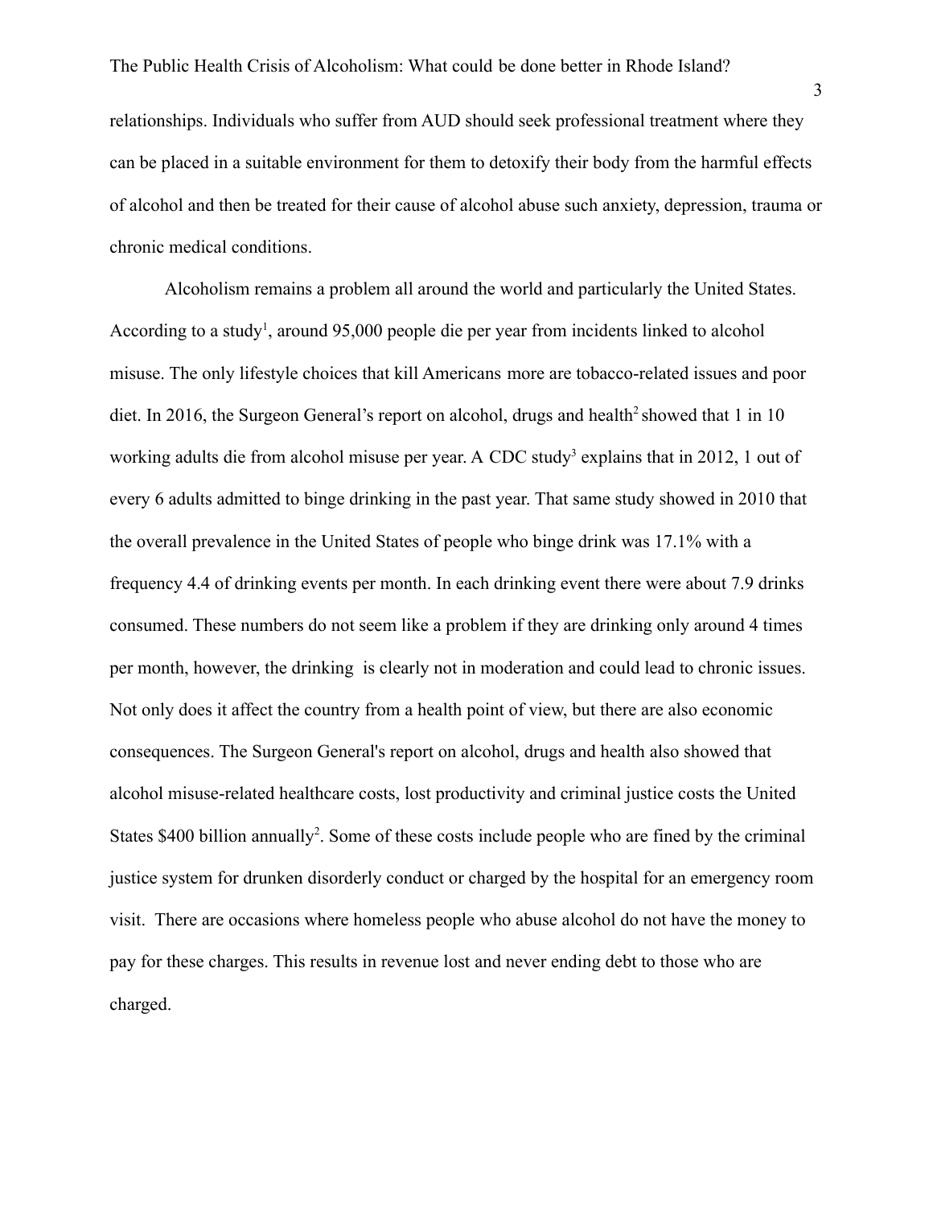relationships. Individuals who suffer from AUD should seek professional treatment where they can be placed in a suitable environment for them to detoxify their body from the harmful effects of alcohol and then be treated for their cause of alcohol abuse such anxiety, depression, trauma or chronic medical conditions.

Alcoholism remains a problem all around the world and particularly the United States. According to a study[1], around 95,000 people die per year from incidents linked to alcohol misuse. The only lifestyle choices that kill Americans more are tobacco-related issues and poor diet. In 2016, the Surgeon General's report on alcohol, drugs and health[2] showed that 1 in 10 working adults die from alcohol misuse per year. A CDC study[3] explains that in 2012, 1 out of every 6 adults admitted to binge drinking in the past year. That same study showed in 2010 that the overall prevalence in the United States of people who binge drink was 17.1% with a frequency 4.4 of drinking events per month. In each drinking event there were about 7.9 drinks consumed. These numbers do not seem like a problem if they are drinking only around 4 times per month, however, the drinking is clearly not in moderation and could lead to chronic issues. Not only does it affect the country from a health point of view, but there are also economic consequences. The Surgeon General's report on alcohol, drugs and health also showed that alcohol misuse-related healthcare costs, lost productivity and criminal justice costs the United States $400 billion annually[2]. Some of these costs include people who are fined by the criminal justice system for drunken disorderly conduct or charged by the hospital for an emergency room visit. There are occasions where homeless people who abuse alcohol do not have the money to pay for these charges. This results in revenue lost and never ending debt to those who are charged.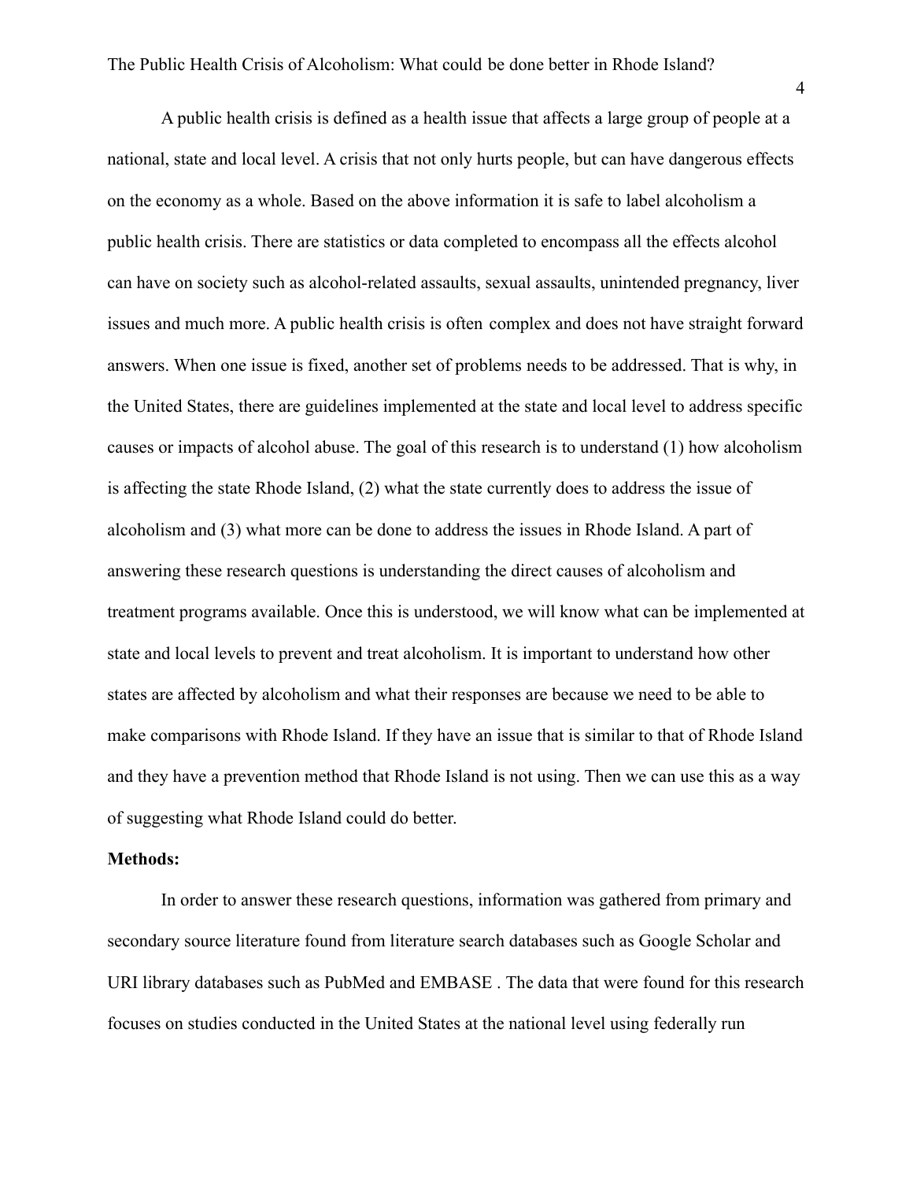A public health crisis is defined as a health issue that affects a large group of people at a national, state and local level. A crisis that not only hurts people, but can have dangerous effects on the economy as a whole. Based on the above information it is safe to label alcoholism a public health crisis. There are statistics or data completed to encompass all the effects alcohol can have on society such as alcohol-related assaults, sexual assaults, unintended pregnancy, liver issues and much more. A public health crisis is often complex and does not have straight forward answers. When one issue is fixed, another set of problems needs to be addressed. That is why, in the United States, there are guidelines implemented at the state and local level to address specific causes or impacts of alcohol abuse. The goal of this research is to understand (1) how alcoholism is affecting the state Rhode Island, (2) what the state currently does to address the issue of alcoholism and (3) what more can be done to address the issues in Rhode Island. A part of answering these research questions is understanding the direct causes of alcoholism and treatment programs available. Once this is understood, we will know what can be implemented at state and local levels to prevent and treat alcoholism. It is important to understand how other states are affected by alcoholism and what their responses are because we need to be able to make comparisons with Rhode Island. If they have an issue that is similar to that of Rhode Island and they have a prevention method that Rhode Island is not using. Then we can use this as a way of suggesting what Rhode Island could do better.

**Methods:**

In order to answer these research questions, information was gathered from primary and secondary source literature found from literature search databases such as Google Scholar and URI library databases such as PubMed and EMBASE . The data that were found for this research focuses on studies conducted in the United States at the national level using federally run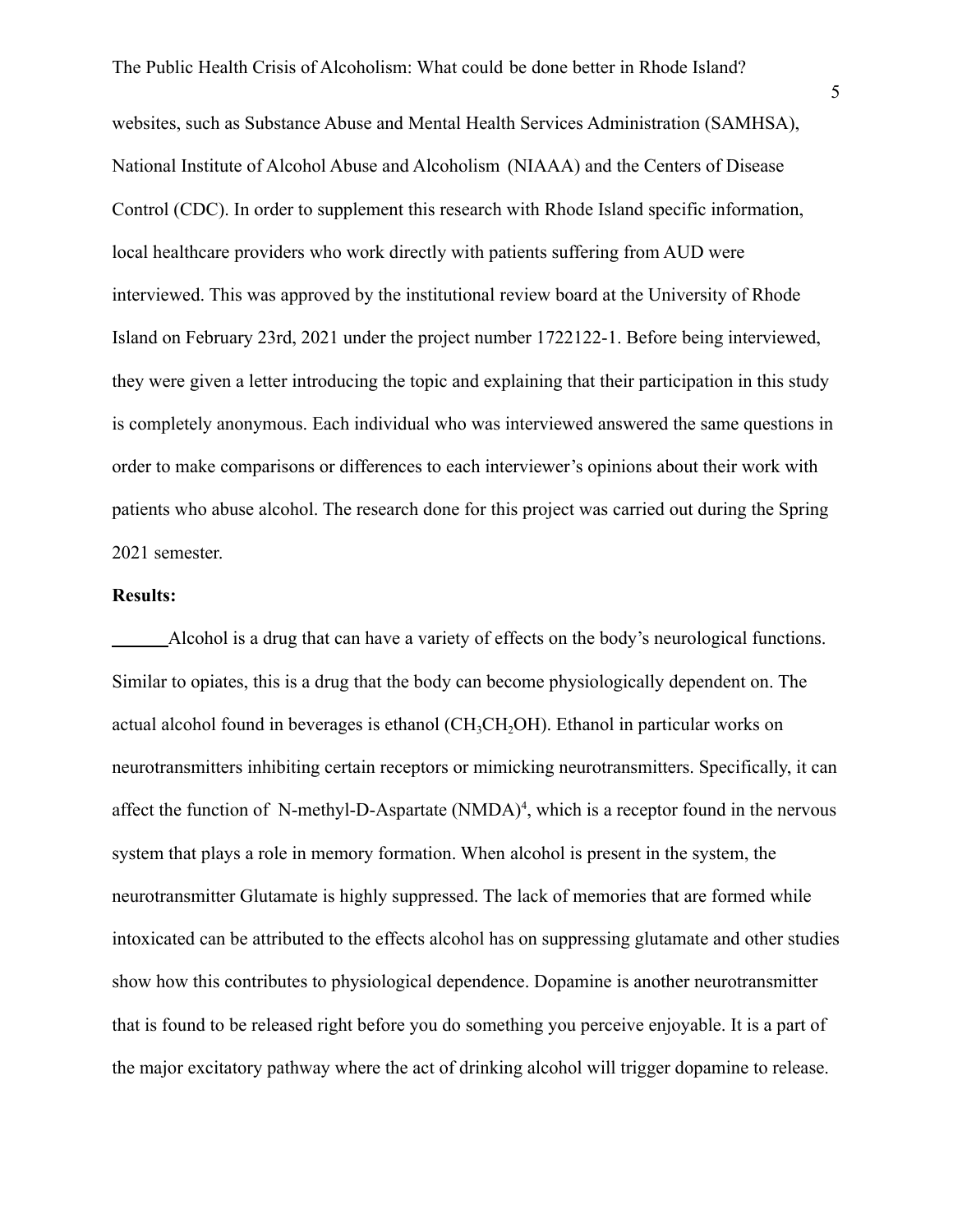websites, such as Substance Abuse and Mental Health Services Administration (SAMHSA), National Institute of Alcohol Abuse and Alcoholism (NIAAA) and the Centers of Disease Control (CDC). In order to supplement this research with Rhode Island specific information, local healthcare providers who work directly with patients suffering from AUD were interviewed. This was approved by the institutional review board at the University of Rhode Island on February 23rd, 2021 under the project number 1722122-1. Before being interviewed, they were given a letter introducing the topic and explaining that their participation in this study is completely anonymous. Each individual who was interviewed answered the same questions in order to make comparisons or differences to each interviewer's opinions about their work with patients who abuse alcohol. The research done for this project was carried out during the Spring 2021 semester.

**Results:**

Alcohol is a drug that can have a variety of effects on the body's neurological functions. Similar to opiates, this is a drug that the body can become physiologically dependent on. The actual alcohol found in beverages is ethanol ($CH_3CH_2OH$). Ethanol in particular works on neurotransmitters inhibiting certain receptors or mimicking neurotransmitters. Specifically, it can affect the function of N-methyl-D-Aspartate (NMDA)[4], which is a receptor found in the nervous system that plays a role in memory formation. When alcohol is present in the system, the neurotransmitter Glutamate is highly suppressed. The lack of memories that are formed while intoxicated can be attributed to the effects alcohol has on suppressing glutamate and other studies show how this contributes to physiological dependence. Dopamine is another neurotransmitter that is found to be released right before you do something you perceive enjoyable. It is a part of the major excitatory pathway where the act of drinking alcohol will trigger dopamine to release.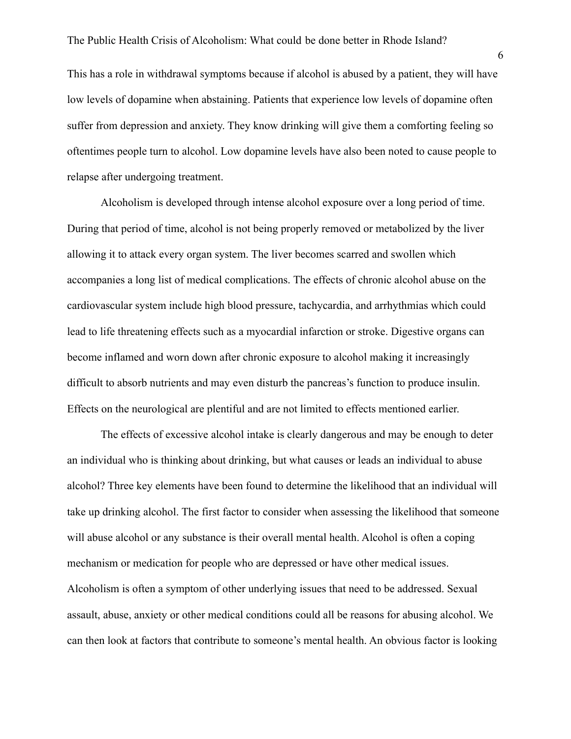This has a role in withdrawal symptoms because if alcohol is abused by a patient, they will have low levels of dopamine when abstaining. Patients that experience low levels of dopamine often suffer from depression and anxiety. They know drinking will give them a comforting feeling so oftentimes people turn to alcohol. Low dopamine levels have also been noted to cause people to relapse after undergoing treatment.

Alcoholism is developed through intense alcohol exposure over a long period of time. During that period of time, alcohol is not being properly removed or metabolized by the liver allowing it to attack every organ system. The liver becomes scarred and swollen which accompanies a long list of medical complications. The effects of chronic alcohol abuse on the cardiovascular system include high blood pressure, tachycardia, and arrhythmias which could lead to life threatening effects such as a myocardial infarction or stroke. Digestive organs can become inflamed and worn down after chronic exposure to alcohol making it increasingly difficult to absorb nutrients and may even disturb the pancreas's function to produce insulin. Effects on the neurological are plentiful and are not limited to effects mentioned earlier.

The effects of excessive alcohol intake is clearly dangerous and may be enough to deter an individual who is thinking about drinking, but what causes or leads an individual to abuse alcohol? Three key elements have been found to determine the likelihood that an individual will take up drinking alcohol. The first factor to consider when assessing the likelihood that someone will abuse alcohol or any substance is their overall mental health. Alcohol is often a coping mechanism or medication for people who are depressed or have other medical issues. Alcoholism is often a symptom of other underlying issues that need to be addressed. Sexual assault, abuse, anxiety or other medical conditions could all be reasons for abusing alcohol. We can then look at factors that contribute to someone's mental health. An obvious factor is looking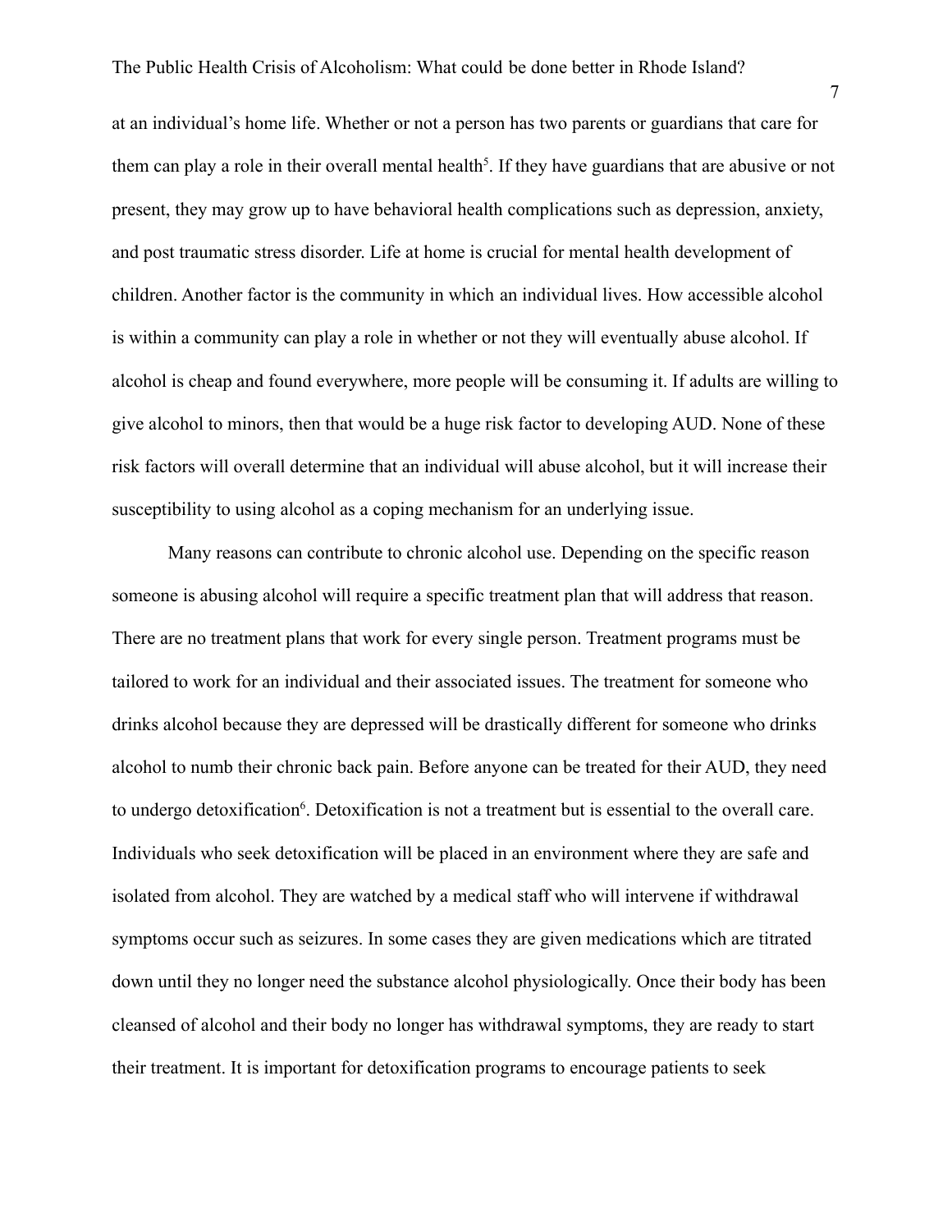at an individual's home life. Whether or not a person has two parents or guardians that care for them can play a role in their overall mental health[5]. If they have guardians that are abusive or not present, they may grow up to have behavioral health complications such as depression, anxiety, and post traumatic stress disorder. Life at home is crucial for mental health development of children. Another factor is the community in which an individual lives. How accessible alcohol is within a community can play a role in whether or not they will eventually abuse alcohol. If alcohol is cheap and found everywhere, more people will be consuming it. If adults are willing to give alcohol to minors, then that would be a huge risk factor to developing AUD. None of these risk factors will overall determine that an individual will abuse alcohol, but it will increase their susceptibility to using alcohol as a coping mechanism for an underlying issue.

Many reasons can contribute to chronic alcohol use. Depending on the specific reason someone is abusing alcohol will require a specific treatment plan that will address that reason. There are no treatment plans that work for every single person. Treatment programs must be tailored to work for an individual and their associated issues. The treatment for someone who drinks alcohol because they are depressed will be drastically different for someone who drinks alcohol to numb their chronic back pain. Before anyone can be treated for their AUD, they need to undergo detoxification[6]. Detoxification is not a treatment but is essential to the overall care. Individuals who seek detoxification will be placed in an environment where they are safe and isolated from alcohol. They are watched by a medical staff who will intervene if withdrawal symptoms occur such as seizures. In some cases they are given medications which are titrated down until they no longer need the substance alcohol physiologically. Once their body has been cleansed of alcohol and their body no longer has withdrawal symptoms, they are ready to start their treatment. It is important for detoxification programs to encourage patients to seek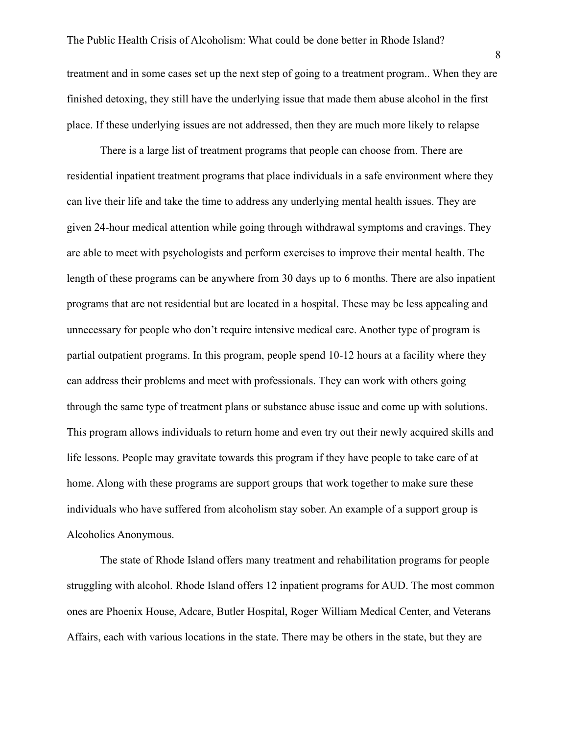treatment and in some cases set up the next step of going to a treatment program.. When they are finished detoxing, they still have the underlying issue that made them abuse alcohol in the first place. If these underlying issues are not addressed, then they are much more likely to relapse

There is a large list of treatment programs that people can choose from. There are residential inpatient treatment programs that place individuals in a safe environment where they can live their life and take the time to address any underlying mental health issues. They are given 24-hour medical attention while going through withdrawal symptoms and cravings. They are able to meet with psychologists and perform exercises to improve their mental health. The length of these programs can be anywhere from 30 days up to 6 months. There are also inpatient programs that are not residential but are located in a hospital. These may be less appealing and unnecessary for people who don't require intensive medical care. Another type of program is partial outpatient programs. In this program, people spend 10-12 hours at a facility where they can address their problems and meet with professionals. They can work with others going through the same type of treatment plans or substance abuse issue and come up with solutions. This program allows individuals to return home and even try out their newly acquired skills and life lessons. People may gravitate towards this program if they have people to take care of at home. Along with these programs are support groups that work together to make sure these individuals who have suffered from alcoholism stay sober. An example of a support group is Alcoholics Anonymous.

The state of Rhode Island offers many treatment and rehabilitation programs for people struggling with alcohol. Rhode Island offers 12 inpatient programs for AUD. The most common ones are Phoenix House, Adcare, Butler Hospital, Roger William Medical Center, and Veterans Affairs, each with various locations in the state. There may be others in the state, but they are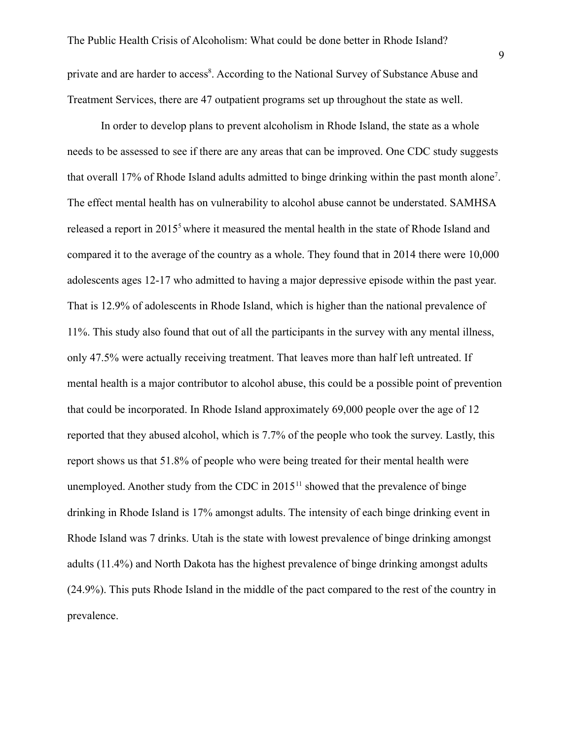private and are harder to access[8]. According to the National Survey of Substance Abuse and Treatment Services, there are 47 outpatient programs set up throughout the state as well.

In order to develop plans to prevent alcoholism in Rhode Island, the state as a whole needs to be assessed to see if there are any areas that can be improved. One CDC study suggests that overall 17% of Rhode Island adults admitted to binge drinking within the past month alone[7]. The effect mental health has on vulnerability to alcohol abuse cannot be understated. SAMHSA released a report in 2015[5] where it measured the mental health in the state of Rhode Island and compared it to the average of the country as a whole. They found that in 2014 there were 10,000 adolescents ages 12-17 who admitted to having a major depressive episode within the past year. That is 12.9% of adolescents in Rhode Island, which is higher than the national prevalence of 11%. This study also found that out of all the participants in the survey with any mental illness, only 47.5% were actually receiving treatment. That leaves more than half left untreated. If mental health is a major contributor to alcohol abuse, this could be a possible point of prevention that could be incorporated. In Rhode Island approximately 69,000 people over the age of 12 reported that they abused alcohol, which is 7.7% of the people who took the survey. Lastly, this report shows us that 51.8% of people who were being treated for their mental health were unemployed. Another study from the CDC in 2015[11] showed that the prevalence of binge drinking in Rhode Island is 17% amongst adults. The intensity of each binge drinking event in Rhode Island was 7 drinks. Utah is the state with lowest prevalence of binge drinking amongst adults (11.4%) and North Dakota has the highest prevalence of binge drinking amongst adults (24.9%). This puts Rhode Island in the middle of the pact compared to the rest of the country in prevalence.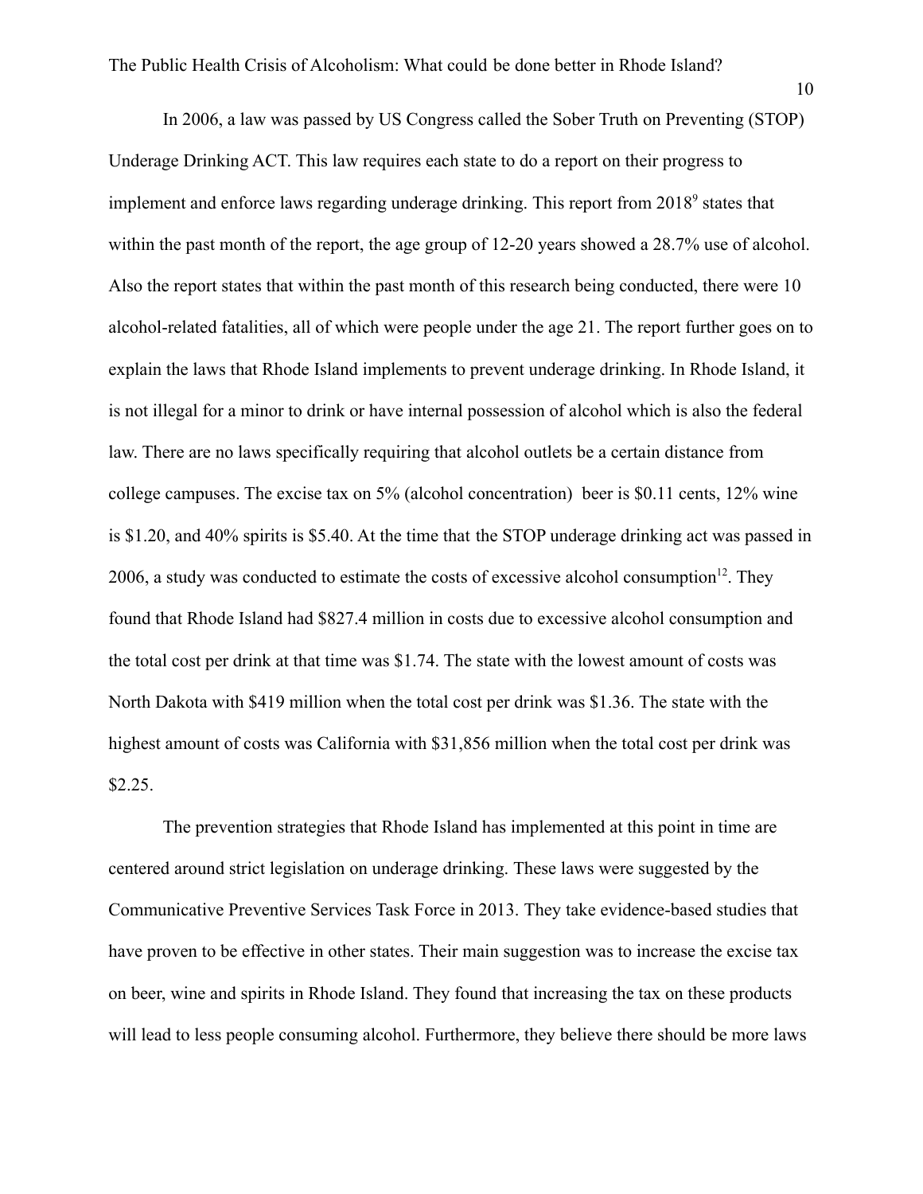In 2006, a law was passed by US Congress called the Sober Truth on Preventing (STOP) Underage Drinking ACT. This law requires each state to do a report on their progress to implement and enforce laws regarding underage drinking. This report from 2018[9] states that within the past month of the report, the age group of 12-20 years showed a 28.7% use of alcohol. Also the report states that within the past month of this research being conducted, there were 10 alcohol-related fatalities, all of which were people under the age 21. The report further goes on to explain the laws that Rhode Island implements to prevent underage drinking. In Rhode Island, it is not illegal for a minor to drink or have internal possession of alcohol which is also the federal law. There are no laws specifically requiring that alcohol outlets be a certain distance from college campuses. The excise tax on 5% (alcohol concentration) beer is $0.11 cents, 12% wine is $1.20, and 40% spirits is $5.40. At the time that the STOP underage drinking act was passed in 2006, a study was conducted to estimate the costs of excessive alcohol consumption[12]. They found that Rhode Island had $827.4 million in costs due to excessive alcohol consumption and the total cost per drink at that time was $1.74. The state with the lowest amount of costs was North Dakota with $419 million when the total cost per drink was $1.36. The state with the highest amount of costs was California with $31,856 million when the total cost per drink was $2.25.

The prevention strategies that Rhode Island has implemented at this point in time are centered around strict legislation on underage drinking. These laws were suggested by the Communicative Preventive Services Task Force in 2013. They take evidence-based studies that have proven to be effective in other states. Their main suggestion was to increase the excise tax on beer, wine and spirits in Rhode Island. They found that increasing the tax on these products will lead to less people consuming alcohol. Furthermore, they believe there should be more laws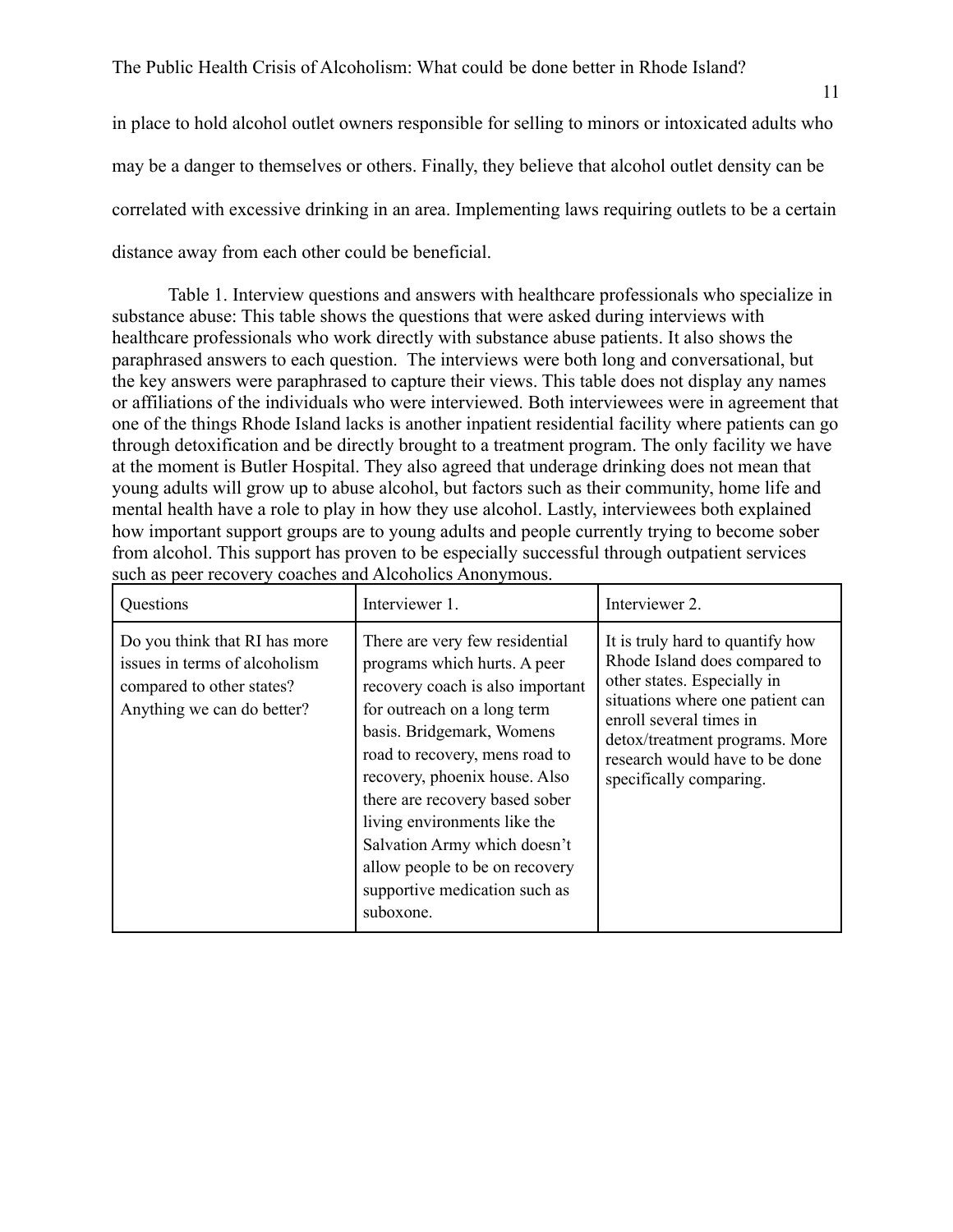in place to hold alcohol outlet owners responsible for selling to minors or intoxicated adults who may be a danger to themselves or others. Finally, they believe that alcohol outlet density can be correlated with excessive drinking in an area. Implementing laws requiring outlets to be a certain distance away from each other could be beneficial.

Table 1. Interview questions and answers with healthcare professionals who specialize in substance abuse: This table shows the questions that were asked during interviews with healthcare professionals who work directly with substance abuse patients. It also shows the paraphrased answers to each question. The interviews were both long and conversational, but the key answers were paraphrased to capture their views. This table does not display any names or affiliations of the individuals who were interviewed. Both interviewees were in agreement that one of the things Rhode Island lacks is another inpatient residential facility where patients can go through detoxification and be directly brought to a treatment program. The only facility we have at the moment is Butler Hospital. They also agreed that underage drinking does not mean that young adults will grow up to abuse alcohol, but factors such as their community, home life and mental health have a role to play in how they use alcohol. Lastly, interviewees both explained how important support groups are to young adults and people currently trying to become sober from alcohol. This support has proven to be especially successful through outpatient services such as peer recovery coaches and Alcoholics Anonymous.

| Questions | Interviewer 1. | Interviewer 2. |
|---|---|---|
| Do you think that RI has more issues in terms of alcoholism compared to other states? Anything we can do better? | There are very few residential programs which hurts. A peer recovery coach is also important for outreach on a long term basis. Bridgemark, Womens road to recovery, mens road to recovery, phoenix house. Also there are recovery based sober living environments like the Salvation Army which doesn't allow people to be on recovery supportive medication such as suboxone. | It is truly hard to quantify how Rhode Island does compared to other states. Especially in situations where one patient can enroll several times in detox/treatment programs. More research would have to be done specifically comparing. |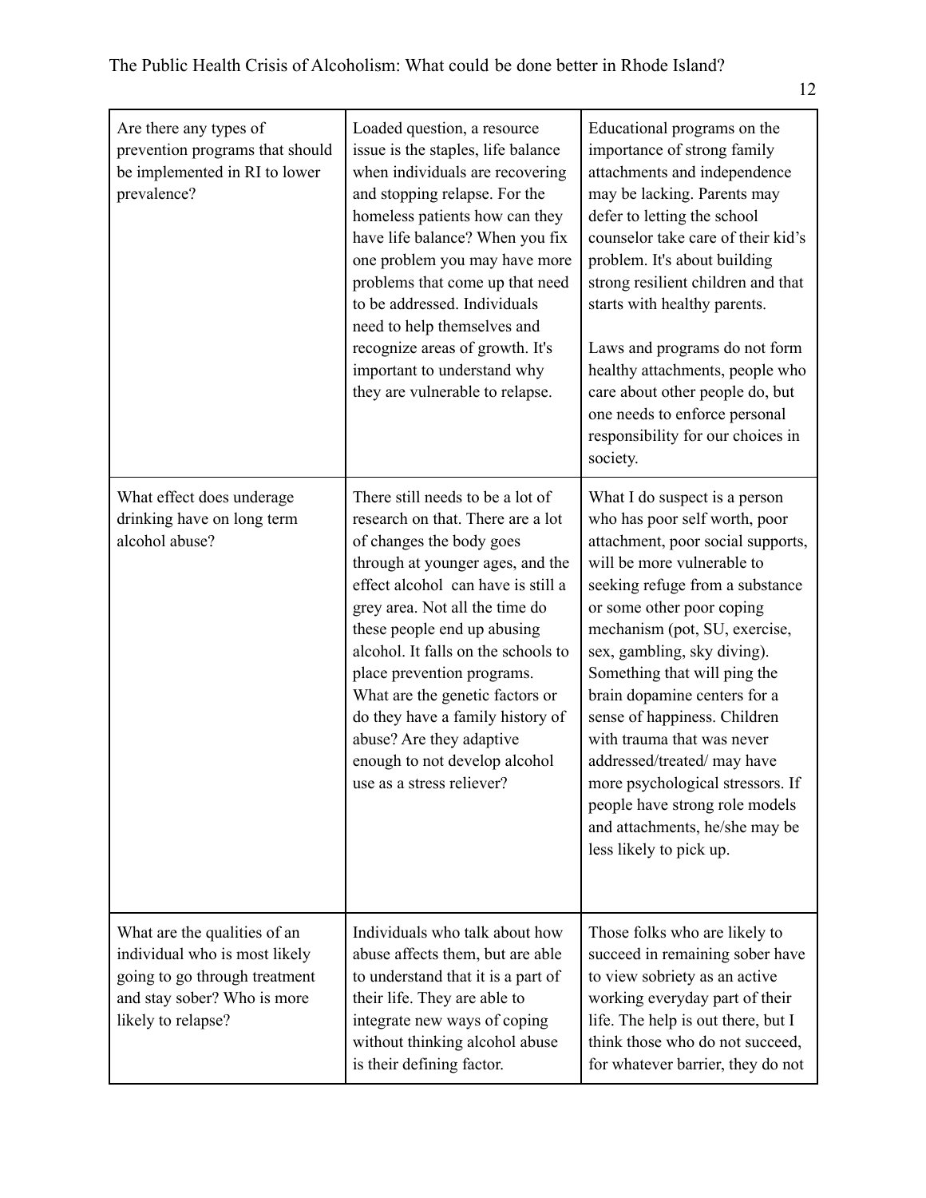| Are there any types of prevention programs that should be implemented in RI to lower prevalence? | Loaded question, a resource issue is the staples, life balance when individuals are recovering and stopping relapse. For the homeless patients how can they have life balance? When you fix one problem you may have more problems that come up that need to be addressed. Individuals need to help themselves and recognize areas of growth. It's important to understand why they are vulnerable to relapse. | Educational programs on the importance of strong family attachments and independence may be lacking. Parents may defer to letting the school counselor take care of their kid's problem. It's about building strong resilient children and that starts with healthy parents.<br><br>Laws and programs do not form healthy attachments, people who care about other people do, but one needs to enforce personal responsibility for our choices in society. |
|---|---|---|
| What effect does underage drinking have on long term alcohol abuse? | There still needs to be a lot of research on that. There are a lot of changes the body goes through at younger ages, and the effect alcohol can have is still a grey area. Not all the time do these people end up abusing alcohol. It falls on the schools to place prevention programs. What are the genetic factors or do they have a family history of abuse? Are they adaptive enough to not develop alcohol use as a stress reliever? | What I do suspect is a person who has poor self worth, poor attachment, poor social supports, will be more vulnerable to seeking refuge from a substance or some other poor coping mechanism (pot, SU, exercise, sex, gambling, sky diving). Something that will ping the brain dopamine centers for a sense of happiness. Children with trauma that was never addressed/treated/ may have more psychological stressors. If people have strong role models and attachments, he/she may be less likely to pick up. |
| What are the qualities of an individual who is most likely going to go through treatment and stay sober? Who is more likely to relapse? | Individuals who talk about how abuse affects them, but are able to understand that it is a part of their life. They are able to integrate new ways of coping without thinking alcohol abuse is their defining factor. | Those folks who are likely to succeed in remaining sober have to view sobriety as an active working everyday part of their life. The help is out there, but I think those who do not succeed, for whatever barrier, they do not |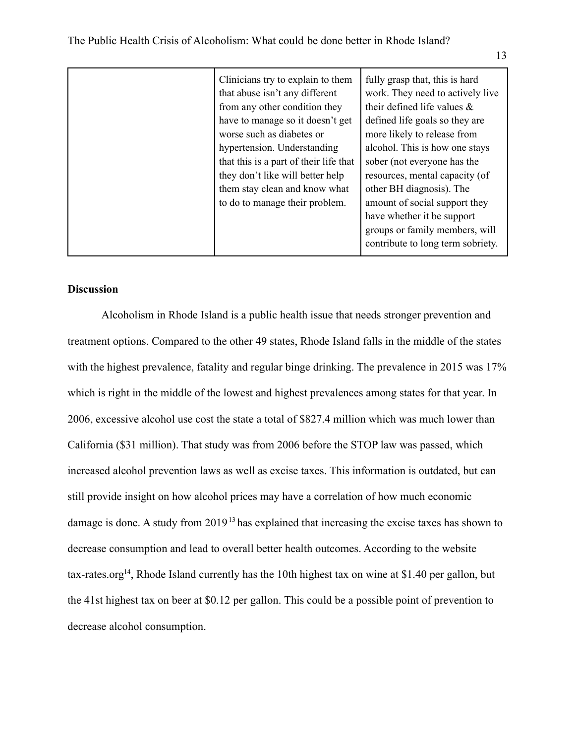| | | |
|---|---|---|
| | Clinicians try to explain to them that abuse isn't any different from any other condition they have to manage so it doesn't get worse such as diabetes or hypertension. Understanding that this is a part of their life that they don't like will better help them stay clean and know what to do to manage their problem. | fully grasp that, this is hard work. They need to actively live their defined life values & defined life goals so they are more likely to release from alcohol. This is how one stays sober (not everyone has the resources, mental capacity (of other BH diagnosis). The amount of social support they have whether it be support groups or family members, will contribute to long term sobriety. |

**Discussion**

Alcoholism in Rhode Island is a public health issue that needs stronger prevention and treatment options. Compared to the other 49 states, Rhode Island falls in the middle of the states with the highest prevalence, fatality and regular binge drinking. The prevalence in 2015 was 17% which is right in the middle of the lowest and highest prevalences among states for that year. In 2006, excessive alcohol use cost the state a total of $827.4 million which was much lower than California ($31 million). That study was from 2006 before the STOP law was passed, which increased alcohol prevention laws as well as excise taxes. This information is outdated, but can still provide insight on how alcohol prices may have a correlation of how much economic damage is done. A study from 2019[13] has explained that increasing the excise taxes has shown to decrease consumption and lead to overall better health outcomes. According to the website tax-rates.org[14], Rhode Island currently has the 10th highest tax on wine at $1.40 per gallon, but the 41st highest tax on beer at $0.12 per gallon. This could be a possible point of prevention to decrease alcohol consumption.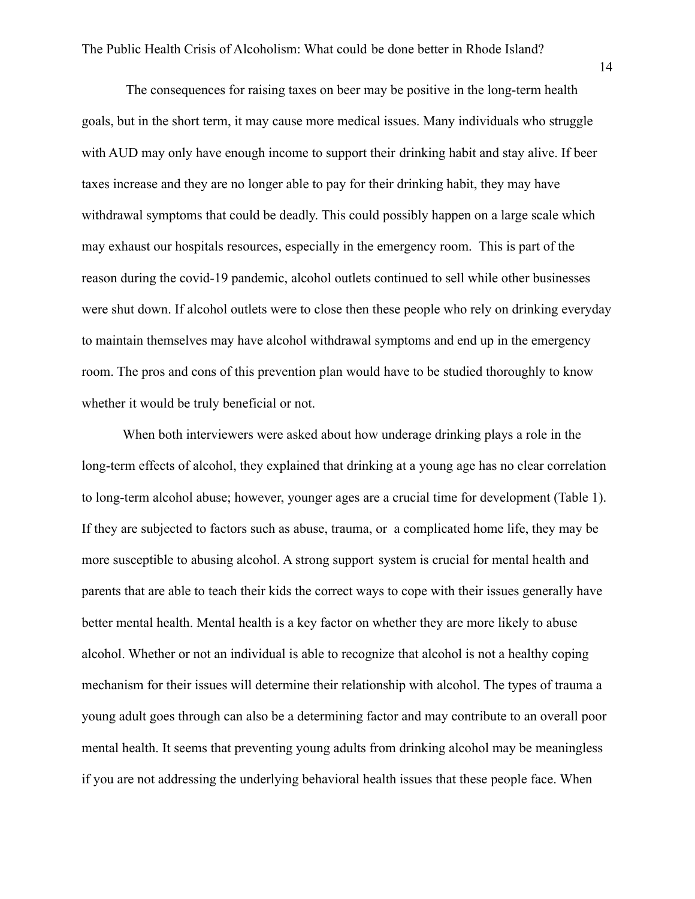The consequences for raising taxes on beer may be positive in the long-term health goals, but in the short term, it may cause more medical issues. Many individuals who struggle with AUD may only have enough income to support their drinking habit and stay alive. If beer taxes increase and they are no longer able to pay for their drinking habit, they may have withdrawal symptoms that could be deadly. This could possibly happen on a large scale which may exhaust our hospitals resources, especially in the emergency room. This is part of the reason during the covid-19 pandemic, alcohol outlets continued to sell while other businesses were shut down. If alcohol outlets were to close then these people who rely on drinking everyday to maintain themselves may have alcohol withdrawal symptoms and end up in the emergency room. The pros and cons of this prevention plan would have to be studied thoroughly to know whether it would be truly beneficial or not.

When both interviewers were asked about how underage drinking plays a role in the long-term effects of alcohol, they explained that drinking at a young age has no clear correlation to long-term alcohol abuse; however, younger ages are a crucial time for development (Table 1). If they are subjected to factors such as abuse, trauma, or a complicated home life, they may be more susceptible to abusing alcohol. A strong support system is crucial for mental health and parents that are able to teach their kids the correct ways to cope with their issues generally have better mental health. Mental health is a key factor on whether they are more likely to abuse alcohol. Whether or not an individual is able to recognize that alcohol is not a healthy coping mechanism for their issues will determine their relationship with alcohol. The types of trauma a young adult goes through can also be a determining factor and may contribute to an overall poor mental health. It seems that preventing young adults from drinking alcohol may be meaningless if you are not addressing the underlying behavioral health issues that these people face. When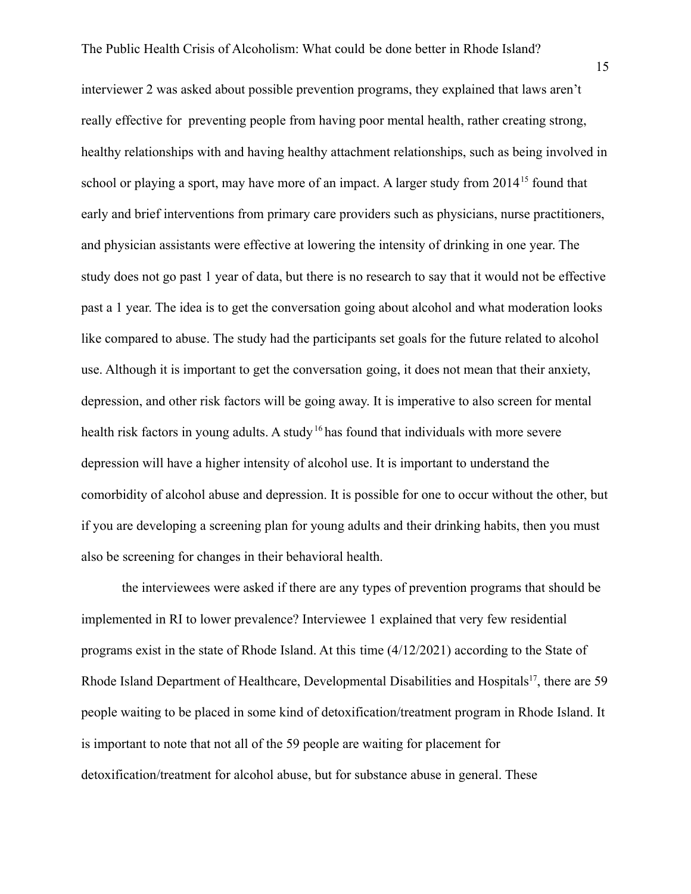interviewer 2 was asked about possible prevention programs, they explained that laws aren't really effective for  preventing people from having poor mental health, rather creating strong, healthy relationships with and having healthy attachment relationships, such as being involved in school or playing a sport, may have more of an impact. A larger study from 2014[15] found that early and brief interventions from primary care providers such as physicians, nurse practitioners, and physician assistants were effective at lowering the intensity of drinking in one year. The study does not go past 1 year of data, but there is no research to say that it would not be effective past a 1 year. The idea is to get the conversation going about alcohol and what moderation looks like compared to abuse. The study had the participants set goals for the future related to alcohol use. Although it is important to get the conversation going, it does not mean that their anxiety, depression, and other risk factors will be going away. It is imperative to also screen for mental health risk factors in young adults. A study[16] has found that individuals with more severe depression will have a higher intensity of alcohol use. It is important to understand the comorbidity of alcohol abuse and depression. It is possible for one to occur without the other, but if you are developing a screening plan for young adults and their drinking habits, then you must also be screening for changes in their behavioral health.

the interviewees were asked if there are any types of prevention programs that should be implemented in RI to lower prevalence? Interviewee 1 explained that very few residential programs exist in the state of Rhode Island. At this time (4/12/2021) according to the State of Rhode Island Department of Healthcare, Developmental Disabilities and Hospitals[17], there are 59 people waiting to be placed in some kind of detoxification/treatment program in Rhode Island. It is important to note that not all of the 59 people are waiting for placement for detoxification/treatment for alcohol abuse, but for substance abuse in general. These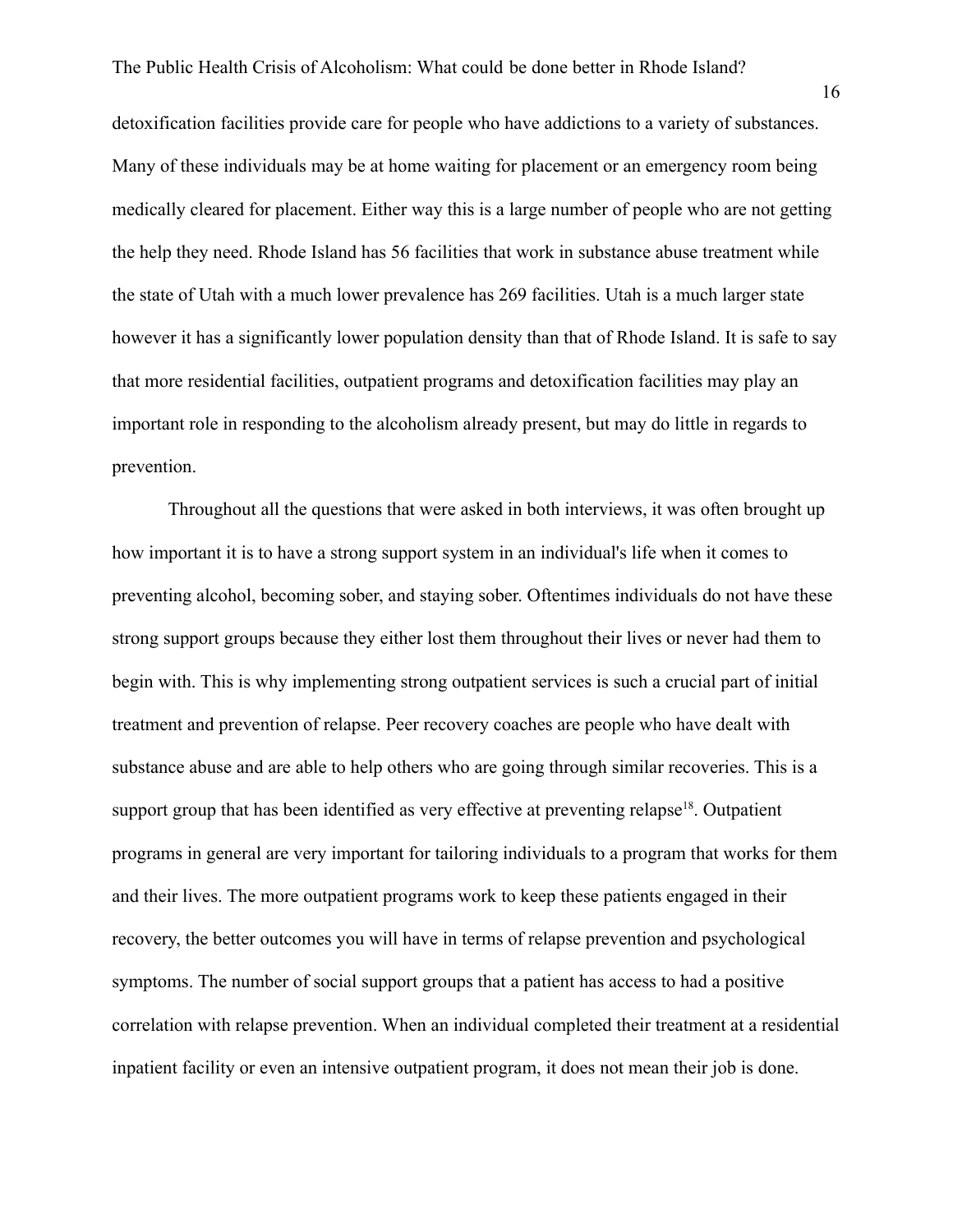detoxification facilities provide care for people who have addictions to a variety of substances. Many of these individuals may be at home waiting for placement or an emergency room being medically cleared for placement. Either way this is a large number of people who are not getting the help they need. Rhode Island has 56 facilities that work in substance abuse treatment while the state of Utah with a much lower prevalence has 269 facilities. Utah is a much larger state however it has a significantly lower population density than that of Rhode Island. It is safe to say that more residential facilities, outpatient programs and detoxification facilities may play an important role in responding to the alcoholism already present, but may do little in regards to prevention.

Throughout all the questions that were asked in both interviews, it was often brought up how important it is to have a strong support system in an individual's life when it comes to preventing alcohol, becoming sober, and staying sober. Oftentimes individuals do not have these strong support groups because they either lost them throughout their lives or never had them to begin with. This is why implementing strong outpatient services is such a crucial part of initial treatment and prevention of relapse. Peer recovery coaches are people who have dealt with substance abuse and are able to help others who are going through similar recoveries. This is a support group that has been identified as very effective at preventing relapse[18]. Outpatient programs in general are very important for tailoring individuals to a program that works for them and their lives. The more outpatient programs work to keep these patients engaged in their recovery, the better outcomes you will have in terms of relapse prevention and psychological symptoms. The number of social support groups that a patient has access to had a positive correlation with relapse prevention. When an individual completed their treatment at a residential inpatient facility or even an intensive outpatient program, it does not mean their job is done.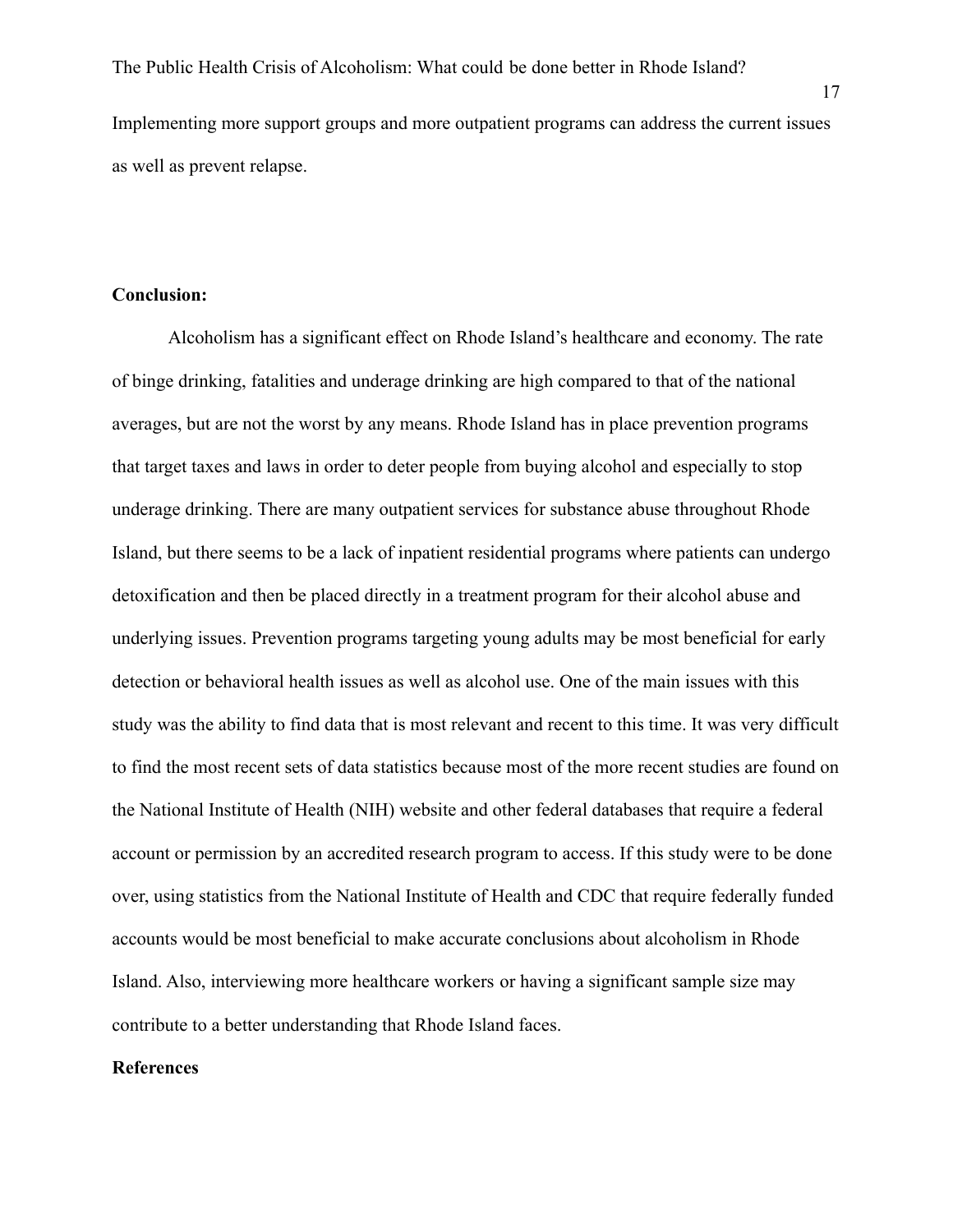Implementing more support groups and more outpatient programs can address the current issues as well as prevent relapse.

**Conclusion:**

Alcoholism has a significant effect on Rhode Island's healthcare and economy. The rate of binge drinking, fatalities and underage drinking are high compared to that of the national averages, but are not the worst by any means. Rhode Island has in place prevention programs that target taxes and laws in order to deter people from buying alcohol and especially to stop underage drinking. There are many outpatient services for substance abuse throughout Rhode Island, but there seems to be a lack of inpatient residential programs where patients can undergo detoxification and then be placed directly in a treatment program for their alcohol abuse and underlying issues. Prevention programs targeting young adults may be most beneficial for early detection or behavioral health issues as well as alcohol use. One of the main issues with this study was the ability to find data that is most relevant and recent to this time. It was very difficult to find the most recent sets of data statistics because most of the more recent studies are found on the National Institute of Health (NIH) website and other federal databases that require a federal account or permission by an accredited research program to access. If this study were to be done over, using statistics from the National Institute of Health and CDC that require federally funded accounts would be most beneficial to make accurate conclusions about alcoholism in Rhode Island. Also, interviewing more healthcare workers or having a significant sample size may contribute to a better understanding that Rhode Island faces.

**References**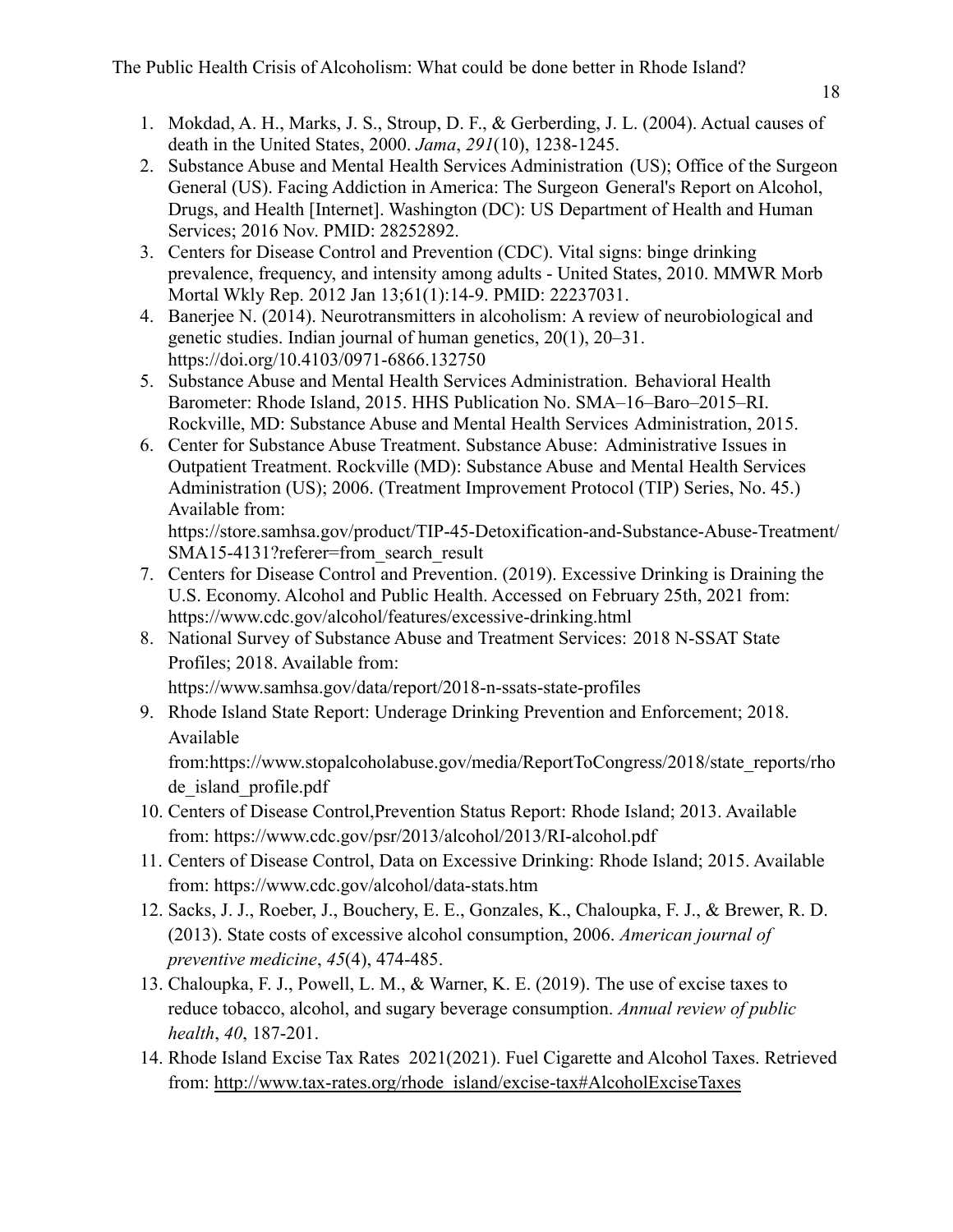1. Mokdad, A. H., Marks, J. S., Stroup, D. F., & Gerberding, J. L. (2004). Actual causes of death in the United States, 2000. *Jama*, *291*(10), 1238-1245.
2. Substance Abuse and Mental Health Services Administration (US); Office of the Surgeon General (US). Facing Addiction in America: The Surgeon General's Report on Alcohol, Drugs, and Health [Internet]. Washington (DC): US Department of Health and Human Services; 2016 Nov. PMID: 28252892.
3. Centers for Disease Control and Prevention (CDC). Vital signs: binge drinking prevalence, frequency, and intensity among adults - United States, 2010. MMWR Morb Mortal Wkly Rep. 2012 Jan 13;61(1):14-9. PMID: 22237031.
4. Banerjee N. (2014). Neurotransmitters in alcoholism: A review of neurobiological and genetic studies. Indian journal of human genetics, 20(1), 20–31. https://doi.org/10.4103/0971-6866.132750
5. Substance Abuse and Mental Health Services Administration. Behavioral Health Barometer: Rhode Island, 2015. HHS Publication No. SMA–16–Baro–2015–RI. Rockville, MD: Substance Abuse and Mental Health Services Administration, 2015.
6. Center for Substance Abuse Treatment. Substance Abuse: Administrative Issues in Outpatient Treatment. Rockville (MD): Substance Abuse and Mental Health Services Administration (US); 2006. (Treatment Improvement Protocol (TIP) Series, No. 45.) Available from: https://store.samhsa.gov/product/TIP-45-Detoxification-and-Substance-Abuse-Treatment/SMA15-4131?referer=from_search_result
7. Centers for Disease Control and Prevention. (2019). Excessive Drinking is Draining the U.S. Economy. Alcohol and Public Health. Accessed on February 25th, 2021 from: https://www.cdc.gov/alcohol/features/excessive-drinking.html
8. National Survey of Substance Abuse and Treatment Services: 2018 N-SSAT State Profiles; 2018. Available from: https://www.samhsa.gov/data/report/2018-n-ssats-state-profiles
9. Rhode Island State Report: Underage Drinking Prevention and Enforcement; 2018. Available from:https://www.stopalcoholabuse.gov/media/ReportToCongress/2018/state_reports/rhode_island_profile.pdf
10. Centers of Disease Control,Prevention Status Report: Rhode Island; 2013. Available from: https://www.cdc.gov/psr/2013/alcohol/2013/RI-alcohol.pdf
11. Centers of Disease Control, Data on Excessive Drinking: Rhode Island; 2015. Available from: https://www.cdc.gov/alcohol/data-stats.htm
12. Sacks, J. J., Roeber, J., Bouchery, E. E., Gonzales, K., Chaloupka, F. J., & Brewer, R. D. (2013). State costs of excessive alcohol consumption, 2006. *American journal of preventive medicine*, *45*(4), 474-485.
13. Chaloupka, F. J., Powell, L. M., & Warner, K. E. (2019). The use of excise taxes to reduce tobacco, alcohol, and sugary beverage consumption. *Annual review of public health*, *40*, 187-201.
14. Rhode Island Excise Tax Rates 2021(2021). Fuel Cigarette and Alcohol Taxes. Retrieved from: http://www.tax-rates.org/rhode_island/excise-tax#AlcoholExciseTaxes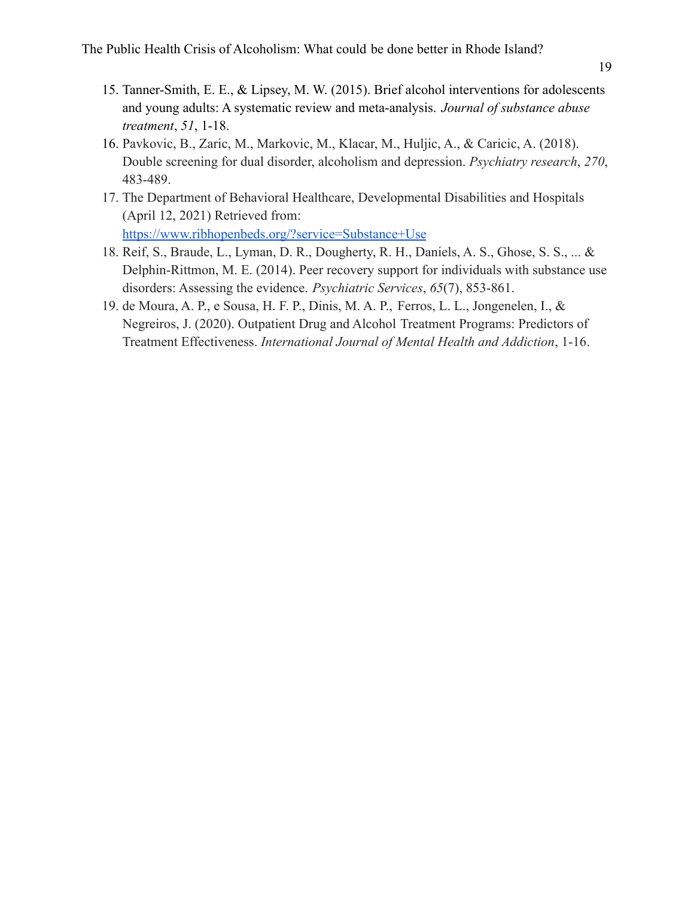15. Tanner-Smith, E. E., & Lipsey, M. W. (2015). Brief alcohol interventions for adolescents and young adults: A systematic review and meta-analysis. *Journal of substance abuse treatment*, *51*, 1-18.
16. Pavkovic, B., Zaric, M., Markovic, M., Klacar, M., Huljic, A., & Caricic, A. (2018). Double screening for dual disorder, alcoholism and depression. *Psychiatry research*, *270*, 483-489.
17. The Department of Behavioral Healthcare, Developmental Disabilities and Hospitals (April 12, 2021) Retrieved from: [https://www.ribhopenbeds.org/?service=Substance+Use](https://www.ribhopenbeds.org/?service=Substance+Use)
18. Reif, S., Braude, L., Lyman, D. R., Dougherty, R. H., Daniels, A. S., Ghose, S. S., ... & Delphin-Rittmon, M. E. (2014). Peer recovery support for individuals with substance use disorders: Assessing the evidence. *Psychiatric Services*, *65*(7), 853-861.
19. de Moura, A. P., e Sousa, H. F. P., Dinis, M. A. P., Ferros, L. L., Jongenelen, I., & Negreiros, J. (2020). Outpatient Drug and Alcohol Treatment Programs: Predictors of Treatment Effectiveness. *International Journal of Mental Health and Addiction*, 1-16.